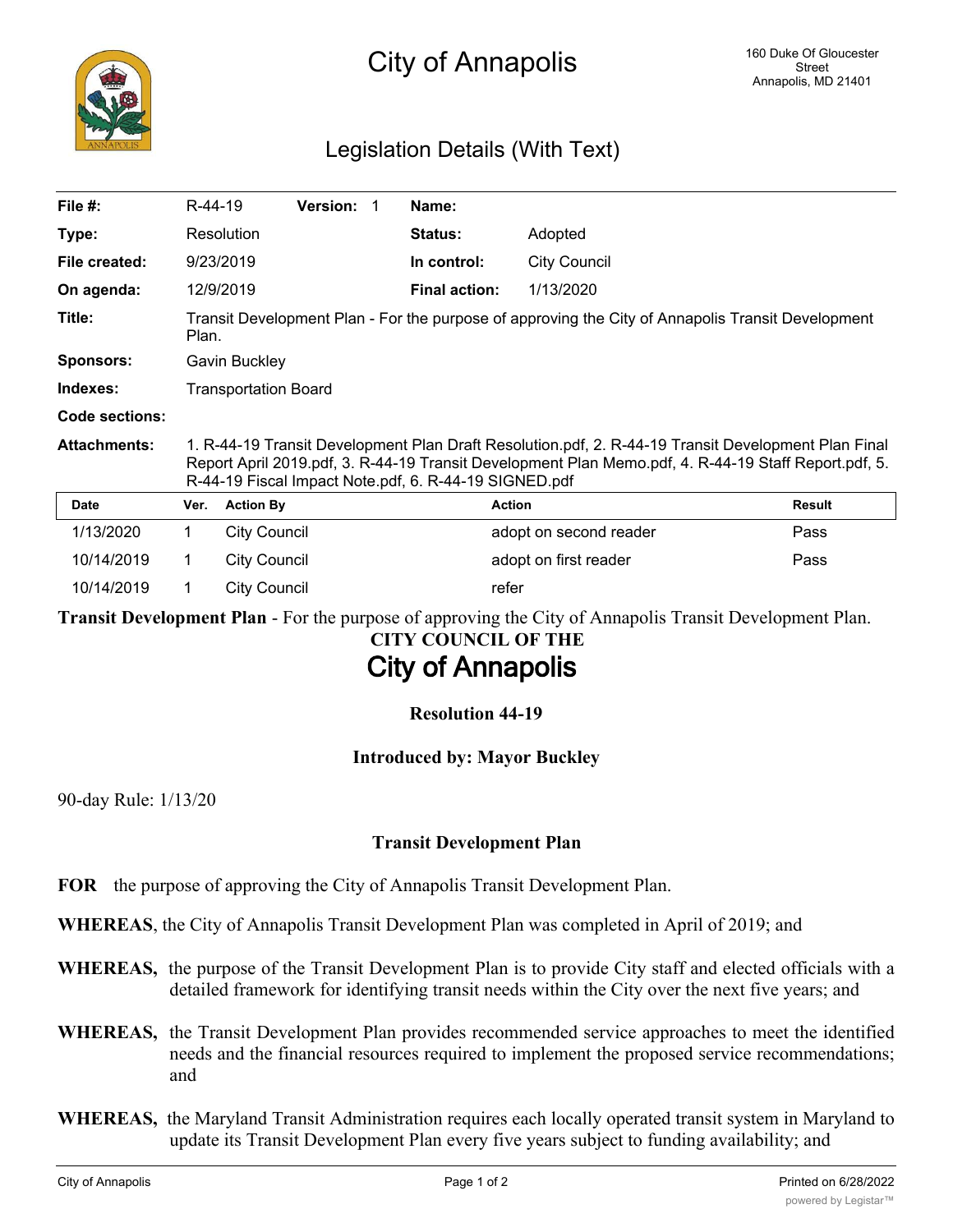# City of Annapolis

160 Duke Of Gloucester Street
Annapolis, MD 21401

## Legislation Details (With Text)

| | | | |
|---|---|---|---|
| **File #:** | R-44-19 **Version:** 1 | **Name:** | |
| **Type:** | Resolution | **Status:** | Adopted |
| **File created:** | 9/23/2019 | **In control:** | City Council |
| **On agenda:** | 12/9/2019 | **Final action:** | 1/13/2020 |
| **Title:** | Transit Development Plan - For the purpose of approving the City of Annapolis Transit Development Plan. | | |
| **Sponsors:** | Gavin Buckley | | |
| **Indexes:** | Transportation Board | | |
| **Code sections:** | | | |
| **Attachments:** | 1. R-44-19 Transit Development Plan Draft Resolution.pdf, 2. R-44-19 Transit Development Plan Final Report April 2019.pdf, 3. R-44-19 Transit Development Plan Memo.pdf, 4. R-44-19 Staff Report.pdf, 5. R-44-19 Fiscal Impact Note.pdf, 6. R-44-19 SIGNED.pdf | | |

| Date | Ver. | Action By | Action | Result |
|---|---|---|---|---|
| 1/13/2020 | 1 | City Council | adopt on second reader | Pass |
| 10/14/2019 | 1 | City Council | adopt on first reader | Pass |
| 10/14/2019 | 1 | City Council | refer | |

**Transit Development Plan** - For the purpose of approving the City of Annapolis Transit Development Plan.

**CITY COUNCIL OF THE**

# City of Annapolis

**Resolution 44-19**

**Introduced by: Mayor Buckley**

90-day Rule: 1/13/20

**Transit Development Plan**

**FOR** the purpose of approving the City of Annapolis Transit Development Plan.

**WHEREAS**, the City of Annapolis Transit Development Plan was completed in April of 2019; and

**WHEREAS,** the purpose of the Transit Development Plan is to provide City staff and elected officials with a detailed framework for identifying transit needs within the City over the next five years; and

**WHEREAS,** the Transit Development Plan provides recommended service approaches to meet the identified needs and the financial resources required to implement the proposed service recommendations; and

**WHEREAS,** the Maryland Transit Administration requires each locally operated transit system in Maryland to update its Transit Development Plan every five years subject to funding availability; and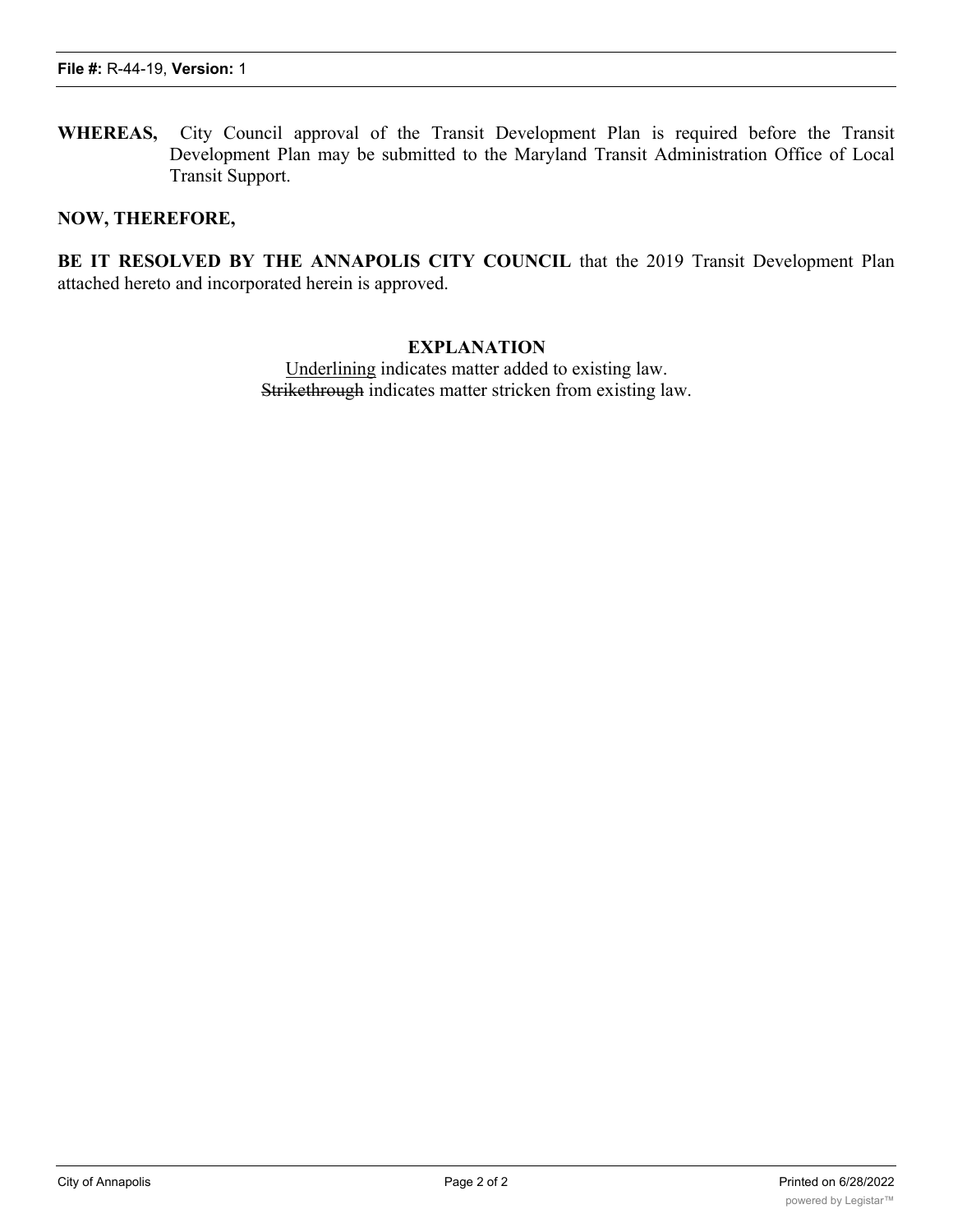**WHEREAS,** City Council approval of the Transit Development Plan is required before the Transit Development Plan may be submitted to the Maryland Transit Administration Office of Local Transit Support.

**NOW, THEREFORE,**

**BE IT RESOLVED BY THE ANNAPOLIS CITY COUNCIL** that the 2019 Transit Development Plan attached hereto and incorporated herein is approved.

**EXPLANATION**

<u>Underlining</u> indicates matter added to existing law.

~~Strikethrough~~ indicates matter stricken from existing law.